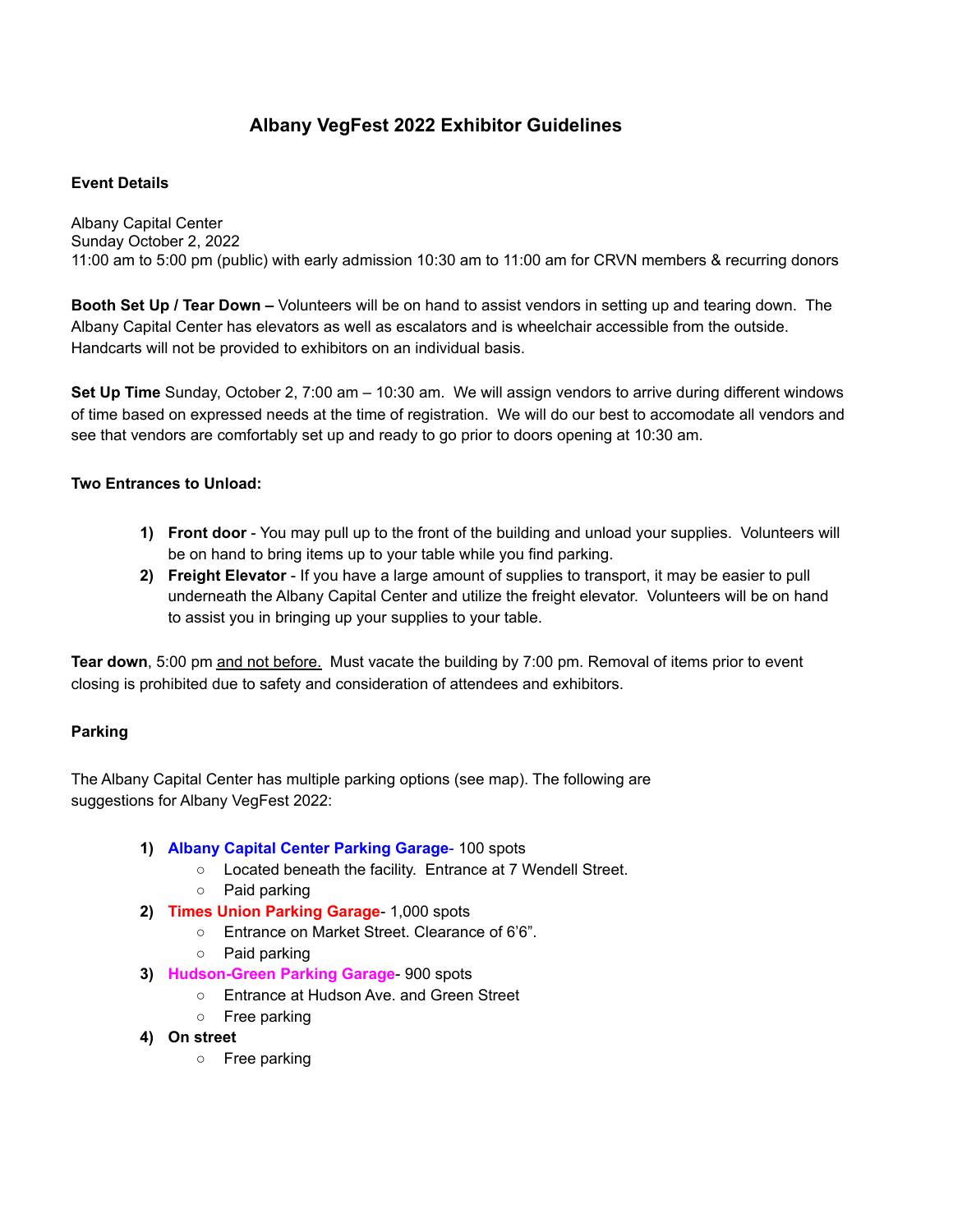# Albany VegFest 2022 Exhibitor Guidelines

**Event Details**

Albany Capital Center
Sunday October 2, 2022
11:00 am to 5:00 pm (public) with early admission 10:30 am to 11:00 am for CRVN members & recurring donors

**Booth Set Up / Tear Down –** Volunteers will be on hand to assist vendors in setting up and tearing down. The Albany Capital Center has elevators as well as escalators and is wheelchair accessible from the outside. Handcarts will not be provided to exhibitors on an individual basis.

**Set Up Time** Sunday, October 2, 7:00 am – 10:30 am. We will assign vendors to arrive during different windows of time based on expressed needs at the time of registration. We will do our best to accomodate all vendors and see that vendors are comfortably set up and ready to go prior to doors opening at 10:30 am.

**Two Entrances to Unload:**

1) **Front door** - You may pull up to the front of the building and unload your supplies. Volunteers will be on hand to bring items up to your table while you find parking.
2) **Freight Elevator** - If you have a large amount of supplies to transport, it may be easier to pull underneath the Albany Capital Center and utilize the freight elevator. Volunteers will be on hand to assist you in bringing up your supplies to your table.

**Tear down**, 5:00 pm <u>and not before.</u> Must vacate the building by 7:00 pm. Removal of items prior to event closing is prohibited due to safety and consideration of attendees and exhibitors.

**Parking**

The Albany Capital Center has multiple parking options (see map). The following are suggestions for Albany VegFest 2022:

1) **Albany Capital Center Parking Garage**- 100 spots
   - Located beneath the facility. Entrance at 7 Wendell Street.
   - Paid parking
2) **Times Union Parking Garage**- 1,000 spots
   - Entrance on Market Street. Clearance of 6'6".
   - Paid parking
3) **Hudson-Green Parking Garage**- 900 spots
   - Entrance at Hudson Ave. and Green Street
   - Free parking
4) **On street**
   - Free parking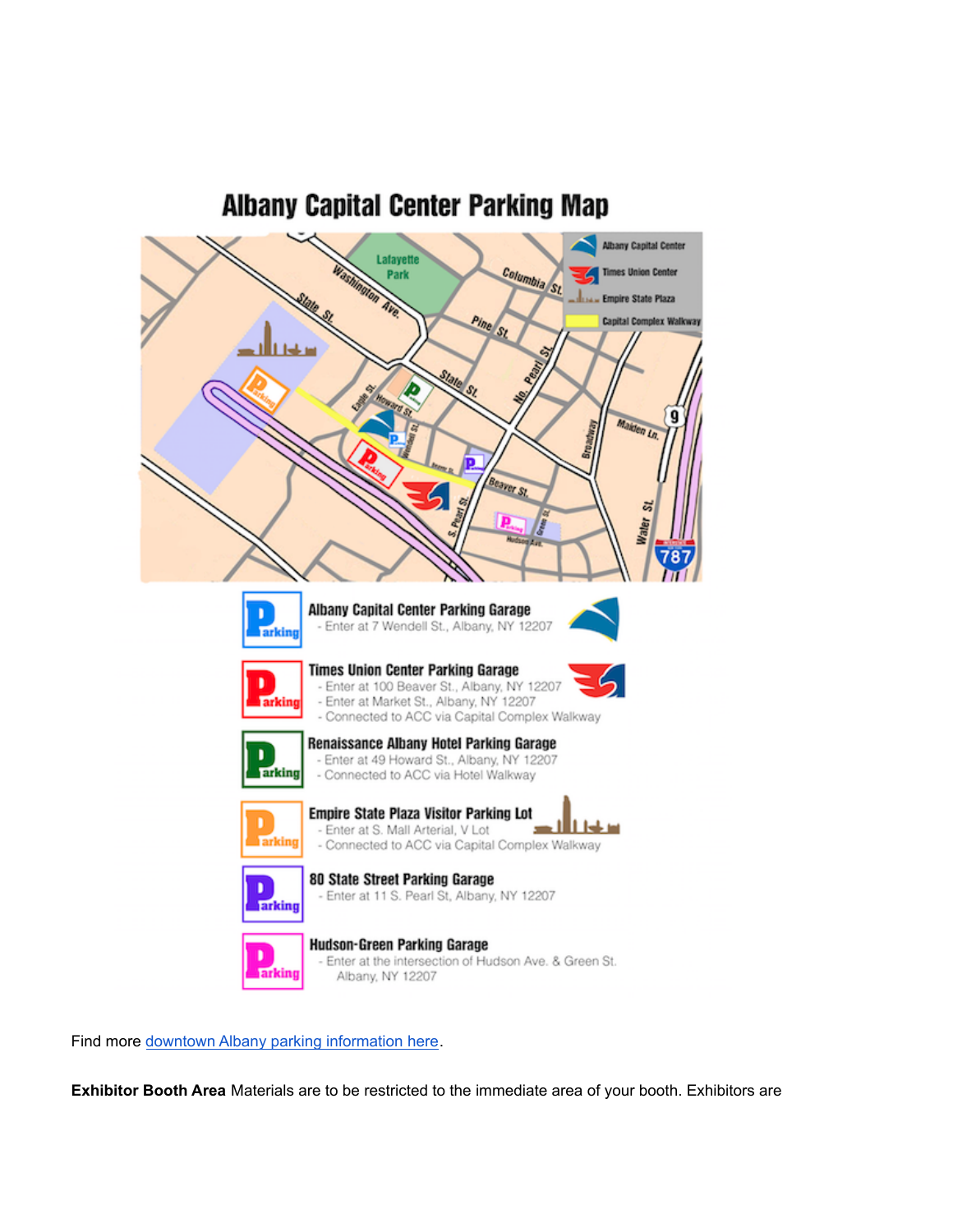# Albany Capital Center Parking Map

**Albany Capital Center Parking Garage**
- Enter at 7 Wendell St., Albany, NY 12207

**Times Union Center Parking Garage**
- Enter at 100 Beaver St., Albany, NY 12207
- Enter at Market St., Albany, NY 12207
- Connected to ACC via Capital Complex Walkway

**Renaissance Albany Hotel Parking Garage**
- Enter at 49 Howard St., Albany, NY 12207
- Connected to ACC via Hotel Walkway

**Empire State Plaza Visitor Parking Lot**
- Enter at S. Mall Arterial, V Lot
- Connected to ACC via Capital Complex Walkway

**80 State Street Parking Garage**
- Enter at 11 S. Pearl St, Albany, NY 12207

**Hudson-Green Parking Garage**
- Enter at the intersection of Hudson Ave. & Green St. Albany, NY 12207

Find more downtown Albany parking information here.

**Exhibitor Booth Area** Materials are to be restricted to the immediate area of your booth. Exhibitors are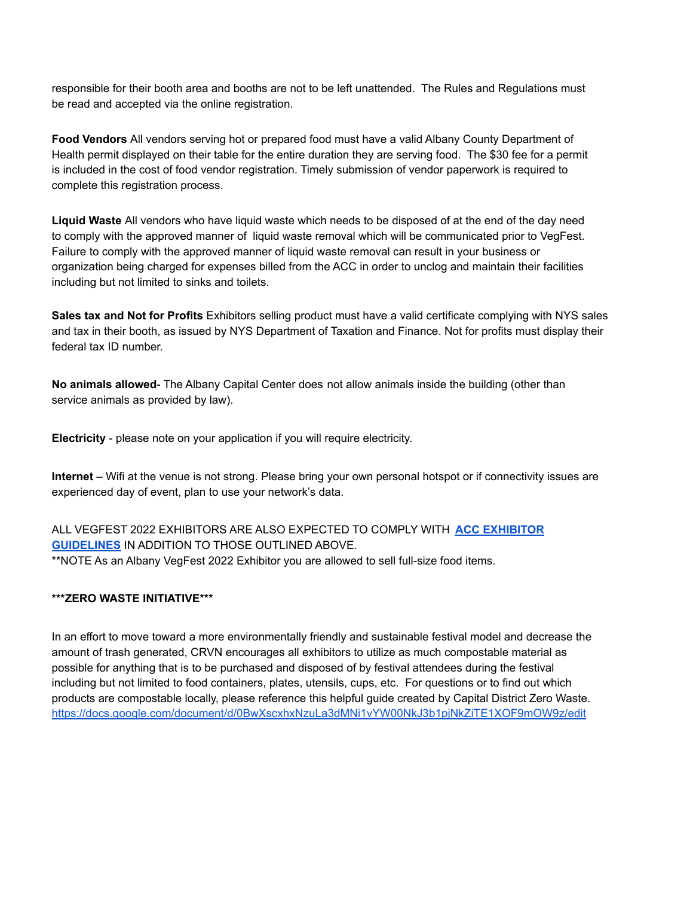responsible for their booth area and booths are not to be left unattended.  The Rules and Regulations must be read and accepted via the online registration.

**Food Vendors** All vendors serving hot or prepared food must have a valid Albany County Department of Health permit displayed on their table for the entire duration they are serving food.  The $30 fee for a permit is included in the cost of food vendor registration. Timely submission of vendor paperwork is required to complete this registration process.

**Liquid Waste** All vendors who have liquid waste which needs to be disposed of at the end of the day need to comply with the approved manner of  liquid waste removal which will be communicated prior to VegFest. Failure to comply with the approved manner of liquid waste removal can result in your business or organization being charged for expenses billed from the ACC in order to unclog and maintain their facilities including but not limited to sinks and toilets.

**Sales tax and Not for Profits** Exhibitors selling product must have a valid certificate complying with NYS sales and tax in their booth, as issued by NYS Department of Taxation and Finance. Not for profits must display their federal tax ID number.

**No animals allowed**- The Albany Capital Center does not allow animals inside the building (other than service animals as provided by law).

**Electricity** - please note on your application if you will require electricity.

**Internet** – Wifi at the venue is not strong. Please bring your own personal hotspot or if connectivity issues are experienced day of event, plan to use your network's data.

ALL VEGFEST 2022 EXHIBITORS ARE ALSO EXPECTED TO COMPLY WITH **ACC EXHIBITOR GUIDELINES** IN ADDITION TO THOSE OUTLINED ABOVE.
**NOTE As an Albany VegFest 2022 Exhibitor you are allowed to sell full-size food items.

**\*\*\*ZERO WASTE INITIATIVE\*\*\***

In an effort to move toward a more environmentally friendly and sustainable festival model and decrease the amount of trash generated, CRVN encourages all exhibitors to utilize as much compostable material as possible for anything that is to be purchased and disposed of by festival attendees during the festival including but not limited to food containers, plates, utensils, cups, etc.  For questions or to find out which products are compostable locally, please reference this helpful guide created by Capital District Zero Waste.
https://docs.google.com/document/d/0BwXscxhxNzuLa3dMNi1vYW00NkJ3b1pjNkZiTE1XOF9mOW9z/edit